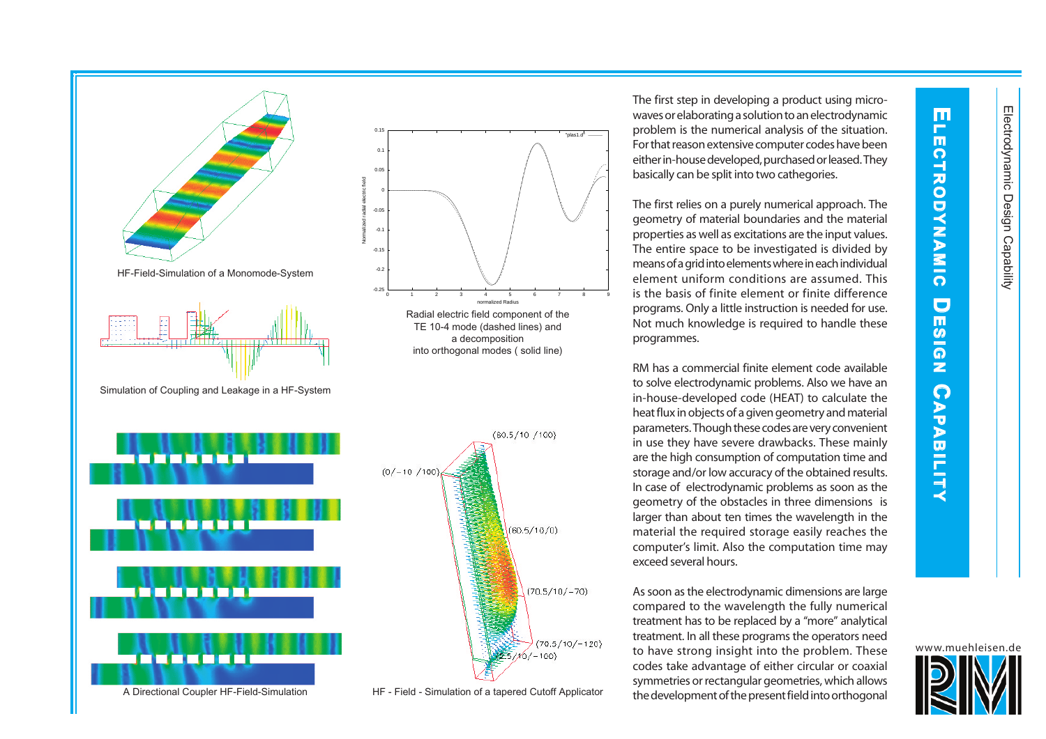# Electrodynamic Design Capability

HF-Field-Simulation of a Monomode-System

Radial electric field component of the TE 10-4 mode (dashed lines) and a decomposition into orthogonal modes ( solid line)

Simulation of Coupling and Leakage in a HF-System

A Directional Coupler HF-Field-Simulation

HF - Field - Simulation of a tapered Cutoff Applicator

The first step in developing a product using microwaves or elaborating a solution to an electrodynamic problem is the numerical analysis of the situation. For that reason extensive computer codes have been either in-house developed, purchased or leased. They basically can be split into two cathegories.

The first relies on a purely numerical approach. The geometry of material boundaries and the material properties as well as excitations are the input values. The entire space to be investigated is divided by means of a grid into elements where in each individual element uniform conditions are assumed. This is the basis of finite element or finite difference programs. Only a little instruction is needed for use. Not much knowledge is required to handle these programmes.

RM has a commercial finite element code available to solve electrodynamic problems. Also we have an in-house-developed code (HEAT) to calculate the heat flux in objects of a given geometry and material parameters. Though these codes are very convenient in use they have severe drawbacks. These mainly are the high consumption of computation time and storage and/or low accuracy of the obtained results. In case of electrodynamic problems as soon as the geometry of the obstacles in three dimensions is larger than about ten times the wavelength in the material the required storage easily reaches the computer's limit. Also the computation time may exceed several hours.

As soon as the electrodynamic dimensions are large compared to the wavelength the fully numerical treatment has to be replaced by a "more" analytical treatment. In all these programs the operators need to have strong insight into the problem. These codes take advantage of either circular or coaxial symmetries or rectangular geometries, which allows the development of the present field into orthogonal

www.muehleisen.de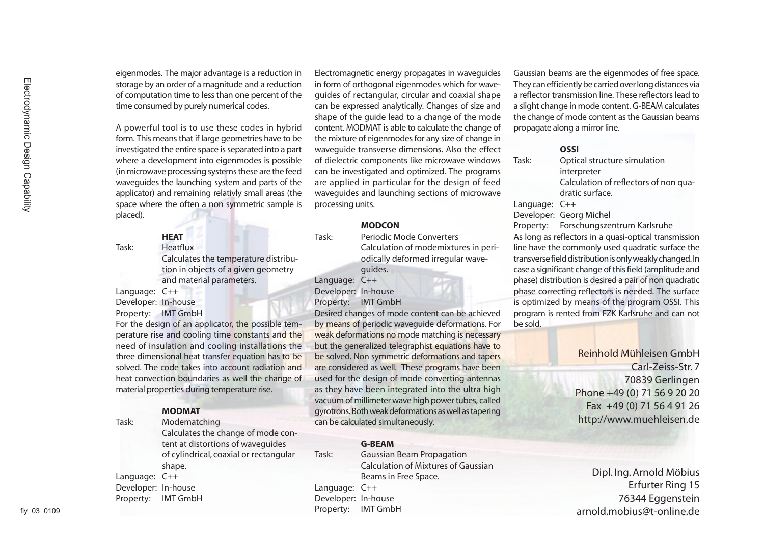eigenmodes. The major advantage is a reduction in storage by an order of a magnitude and a reduction of computation time to less than one percent of the time consumed by purely numerical codes.

A powerful tool is to use these codes in hybrid form. This means that if large geometries have to be investigated the entire space is separated into a part where a development into eigenmodes is possible (in microwave processing systems these are the feed waveguides the launching system and parts of the applicator) and remaining relativly small areas (the space where the often a non symmetric sample is placed).

### HEAT

Task: Heatflux
Calculates the temperature distribution in objects of a given geometry and material parameters.
Language: C++
Developer: In-house
Property: IMT GmbH

For the design of an applicator, the possible temperature rise and cooling time constants and the need of insulation and cooling installations the three dimensional heat transfer equation has to be solved. The code takes into account radiation and heat convection boundaries as well the change of material properties during temperature rise.

### MODMAT

Task: Modematching
Calculates the change of mode content at distortions of waveguides of cylindrical, coaxial or rectangular shape.
Language: C++
Developer: In-house
Property: IMT GmbH

Electromagnetic energy propagates in waveguides in form of orthogonal eigenmodes which for waveguides of rectangular, circular and coaxial shape can be expressed analytically. Changes of size and shape of the guide lead to a change of the mode content. MODMAT is able to calculate the change of the mixture of eigenmodes for any size of change in waveguide transverse dimensions. Also the effect of dielectric components like microwave windows can be investigated and optimized. The programs are applied in particular for the design of feed waveguides and launching sections of microwave processing units.

### MODCON

Task: Periodic Mode Converters
Calculation of modemixtures in periodically deformed irregular waveguides.
Language: C++
Developer: In-house
Property: IMT GmbH

Desired changes of mode content can be achieved by means of periodic waveguide deformations. For weak deformations no mode matching is necessary but the generalized telegraphist equations have to be solved. Non symmetric deformations and tapers are considered as well. These programs have been used for the design of mode converting antennas as they have been integrated into the ultra high vacuum of millimeter wave high power tubes, called gyrotrons. Both weak deformations as well as tapering can be calculated simultaneously.

### G-BEAM

Task: Gaussian Beam Propagation
Calculation of Mixtures of Gaussian Beams in Free Space.
Language: C++
Developer: In-house
Property: IMT GmbH

Gaussian beams are the eigenmodes of free space. They can efficiently be carried over long distances via a reflector transmission line. These reflectors lead to a slight change in mode content. G-BEAM calculates the change of mode content as the Gaussian beams propagate along a mirror line.

### OSSI

Task: Optical structure simulation interpreter
Calculation of reflectors of non quadratic surface.
Language: C++
Developer: Georg Michel
Property: Forschungszentrum Karlsruhe

As long as reflectors in a quasi-optical transmission line have the commonly used quadratic surface the transverse field distribution is only weakly changed. In case a significant change of this field (amplitude and phase) distribution is desired a pair of non quadratic phase correcting reflectors is needed. The surface is optimized by means of the program OSSI. This program is rented from FZK Karlsruhe and can not be sold.

Reinhold Mühleisen GmbH
Carl-Zeiss-Str. 7
70839 Gerlingen
Phone +49 (0) 71 56 9 20 20
Fax +49 (0) 71 56 4 91 26
http://www.muehleisen.de

Dipl. Ing. Arnold Möbius
Erfurter Ring 15
76344 Eggenstein
arnold.mobius@t-online.de